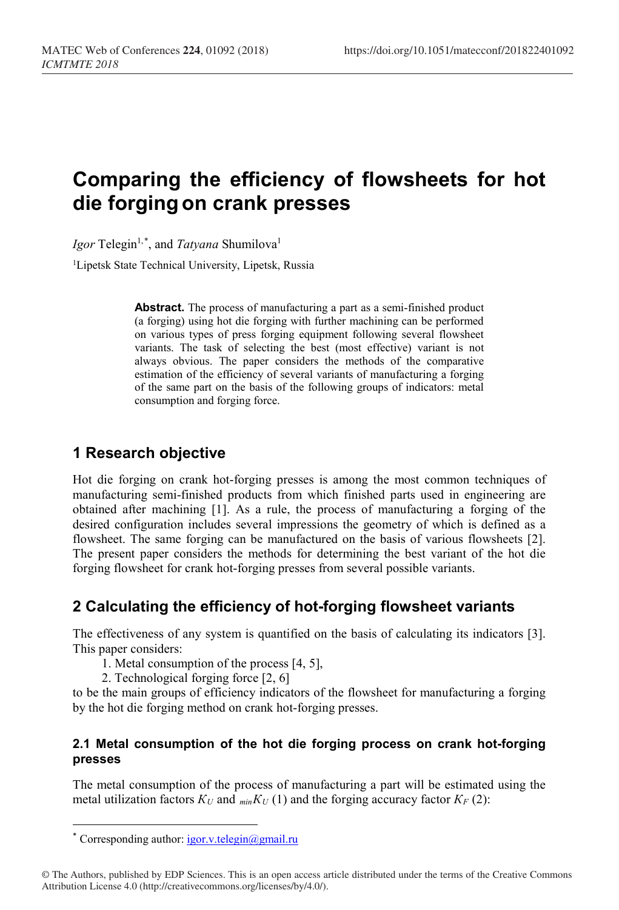# Comparing the efficiency of flowsheets for hot die forging on crank presses

*Igor* Telegin[1,*], and *Tatyana* Shumilova[1]

[1]Lipetsk State Technical University, Lipetsk, Russia

**Abstract.** The process of manufacturing a part as a semi-finished product (a forging) using hot die forging with further machining can be performed on various types of press forging equipment following several flowsheet variants. The task of selecting the best (most effective) variant is not always obvious. The paper considers the methods of the comparative estimation of the efficiency of several variants of manufacturing a forging of the same part on the basis of the following groups of indicators: metal consumption and forging force.

## 1 Research objective

Hot die forging on crank hot-forging presses is among the most common techniques of manufacturing semi-finished products from which finished parts used in engineering are obtained after machining [1]. As a rule, the process of manufacturing a forging of the desired configuration includes several impressions the geometry of which is defined as a flowsheet. The same forging can be manufactured on the basis of various flowsheets [2]. The present paper considers the methods for determining the best variant of the hot die forging flowsheet for crank hot-forging presses from several possible variants.

## 2 Calculating the efficiency of hot-forging flowsheet variants

The effectiveness of any system is quantified on the basis of calculating its indicators [3]. This paper considers:

1. Metal consumption of the process [4, 5],
2. Technological forging force [2, 6]

to be the main groups of efficiency indicators of the flowsheet for manufacturing a forging by the hot die forging method on crank hot-forging presses.

### 2.1 Metal consumption of the hot die forging process on crank hot-forging presses

The metal consumption of the process of manufacturing a part will be estimated using the metal utilization factors $K_U$ and ${}_{min}K_U$ (1) and the forging accuracy factor $K_F$ (2):

* Corresponding author: igor.v.telegin@gmail.ru

© The Authors, published by EDP Sciences. This is an open access article distributed under the terms of the Creative Commons Attribution License 4.0 (http://creativecommons.org/licenses/by/4.0/).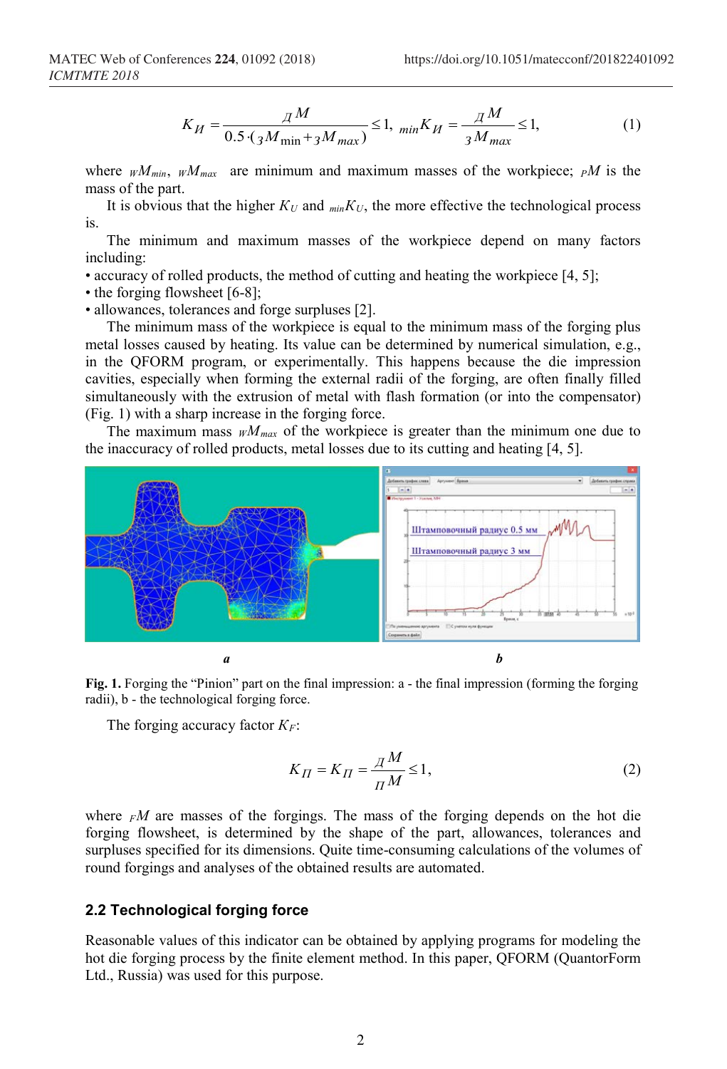$$K_{И} = \frac{_{Д}M}{0.5 \cdot ({}_{З}M_{\min} + {}_{З}M_{max})} \leq 1, \; {}_{min}K_{И} = \frac{_{Д}M}{{}_{З}M_{max}} \leq 1, \tag{1}$$

where ${}_{W}M_{min}$, ${}_{W}M_{max}$ are minimum and maximum masses of the workpiece; ${}_{P}M$ is the mass of the part.

It is obvious that the higher $K_U$ and ${}_{min}K_U$, the more effective the technological process is.

The minimum and maximum masses of the workpiece depend on many factors including:

- accuracy of rolled products, the method of cutting and heating the workpiece [4, 5];
- the forging flowsheet [6-8];
- allowances, tolerances and forge surpluses [2].

The minimum mass of the workpiece is equal to the minimum mass of the forging plus metal losses caused by heating. Its value can be determined by numerical simulation, e.g., in the QFORM program, or experimentally. This happens because the die impression cavities, especially when forming the external radii of the forging, are often finally filled simultaneously with the extrusion of metal with flash formation (or into the compensator) (Fig. 1) with a sharp increase in the forging force.

The maximum mass ${}_{W}M_{max}$ of the workpiece is greater than the minimum one due to the inaccuracy of rolled products, metal losses due to its cutting and heating [4, 5].

**Fig. 1.** Forging the "Pinion" part on the final impression: a - the final impression (forming the forging radii), b - the technological forging force.

The forging accuracy factor $K_F$:

$$K_{П} = K_{П} = \frac{_{Д}M}{_{П}M} \leq 1, \tag{2}$$

where ${}_{F}M$ are masses of the forgings. The mass of the forging depends on the hot die forging flowsheet, is determined by the shape of the part, allowances, tolerances and surpluses specified for its dimensions. Quite time-consuming calculations of the volumes of round forgings and analyses of the obtained results are automated.

### 2.2 Technological forging force

Reasonable values of this indicator can be obtained by applying programs for modeling the hot die forging process by the finite element method. In this paper, QFORM (QuantorForm Ltd., Russia) was used for this purpose.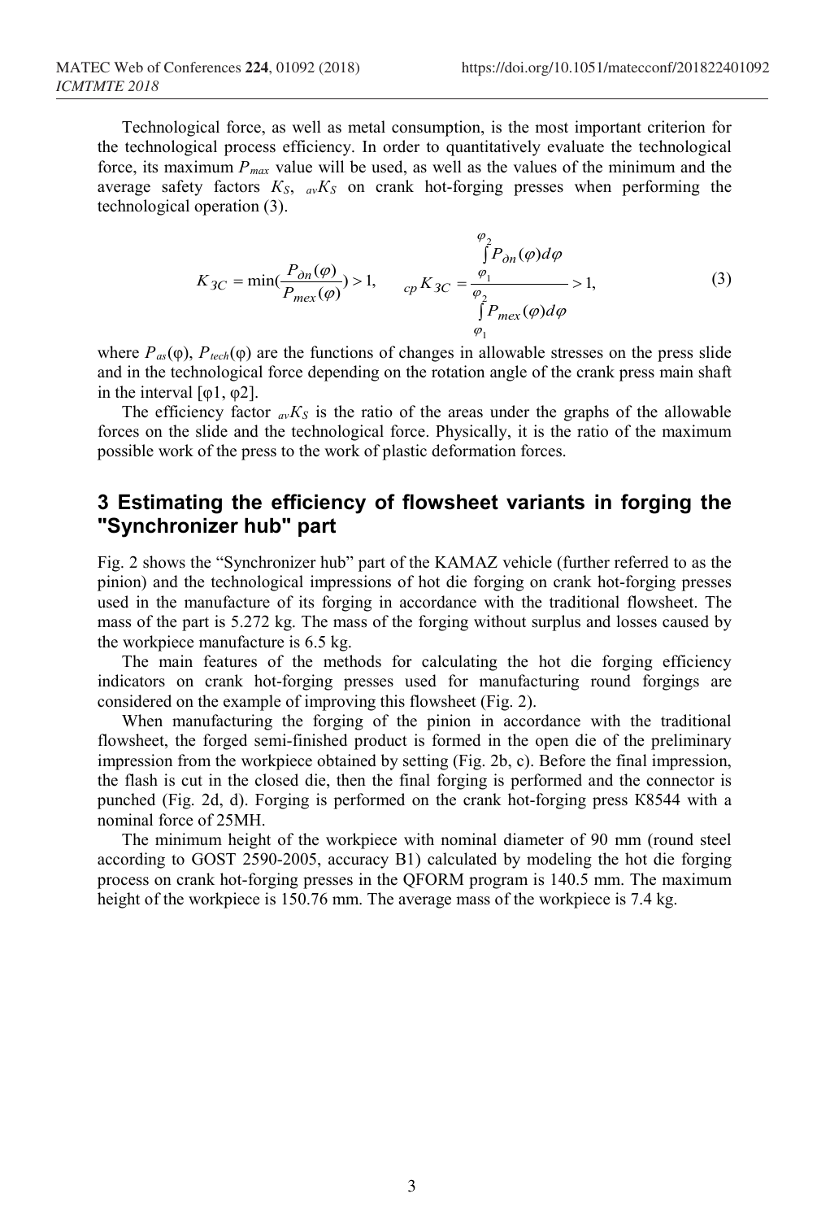Technological force, as well as metal consumption, is the most important criterion for the technological process efficiency. In order to quantitatively evaluate the technological force, its maximum $P_{max}$ value will be used, as well as the values of the minimum and the average safety factors $K_S$, ${}_{av}K_S$ on crank hot-forging presses when performing the technological operation (3).

$$K_{3C} = \min\left(\frac{P_{\partial n}(\varphi)}{P_{mex}(\varphi)}\right) > 1, \qquad {}_{cp}K_{3C} = \frac{\int_{\varphi_1}^{\varphi_2} P_{\partial n}(\varphi)d\varphi}{\int_{\varphi_1}^{\varphi_2} P_{mex}(\varphi)d\varphi} > 1, \tag{3}$$

where $P_{as}(\varphi)$, $P_{tech}(\varphi)$ are the functions of changes in allowable stresses on the press slide and in the technological force depending on the rotation angle of the crank press main shaft in the interval [φ1, φ2].

The efficiency factor ${}_{av}K_S$ is the ratio of the areas under the graphs of the allowable forces on the slide and the technological force. Physically, it is the ratio of the maximum possible work of the press to the work of plastic deformation forces.

## 3 Estimating the efficiency of flowsheet variants in forging the "Synchronizer hub" part

Fig. 2 shows the "Synchronizer hub" part of the KAMAZ vehicle (further referred to as the pinion) and the technological impressions of hot die forging on crank hot-forging presses used in the manufacture of its forging in accordance with the traditional flowsheet. The mass of the part is 5.272 kg. The mass of the forging without surplus and losses caused by the workpiece manufacture is 6.5 kg.

The main features of the methods for calculating the hot die forging efficiency indicators on crank hot-forging presses used for manufacturing round forgings are considered on the example of improving this flowsheet (Fig. 2).

When manufacturing the forging of the pinion in accordance with the traditional flowsheet, the forged semi-finished product is formed in the open die of the preliminary impression from the workpiece obtained by setting (Fig. 2b, c). Before the final impression, the flash is cut in the closed die, then the final forging is performed and the connector is punched (Fig. 2d, d). Forging is performed on the crank hot-forging press K8544 with a nominal force of 25MH.

The minimum height of the workpiece with nominal diameter of 90 mm (round steel according to GOST 2590-2005, accuracy B1) calculated by modeling the hot die forging process on crank hot-forging presses in the QFORM program is 140.5 mm. The maximum height of the workpiece is 150.76 mm. The average mass of the workpiece is 7.4 kg.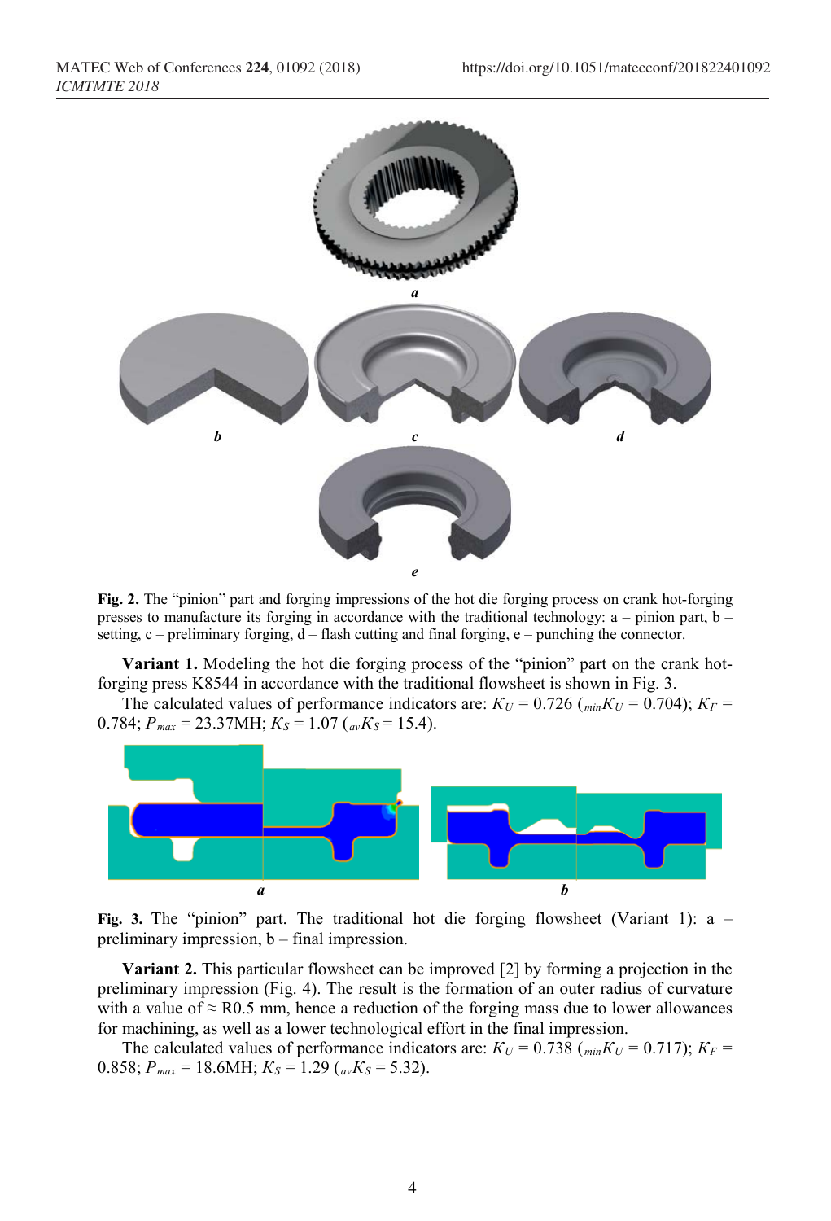**Fig. 2.** The "pinion" part and forging impressions of the hot die forging process on crank hot-forging presses to manufacture its forging in accordance with the traditional technology: a – pinion part, b – setting, c – preliminary forging, d – flash cutting and final forging, e – punching the connector.

**Variant 1.** Modeling the hot die forging process of the "pinion" part on the crank hot-forging press K8544 in accordance with the traditional flowsheet is shown in Fig. 3.

The calculated values of performance indicators are: $K_U$ = 0.726 ($_{min}K_U$ = 0.704); $K_F$ = 0.784; $P_{max}$ = 23.37MH; $K_S$ = 1.07 ($_{av}K_S$ = 15.4).

**Fig. 3.** The "pinion" part. The traditional hot die forging flowsheet (Variant 1): a – preliminary impression, b – final impression.

**Variant 2.** This particular flowsheet can be improved [2] by forming a projection in the preliminary impression (Fig. 4). The result is the formation of an outer radius of curvature with a value of ≈ R0.5 mm, hence a reduction of the forging mass due to lower allowances for machining, as well as a lower technological effort in the final impression.

The calculated values of performance indicators are: $K_U$ = 0.738 ($_{min}K_U$ = 0.717); $K_F$ = 0.858; $P_{max}$ = 18.6MH; $K_S$ = 1.29 ($_{av}K_S$ = 5.32).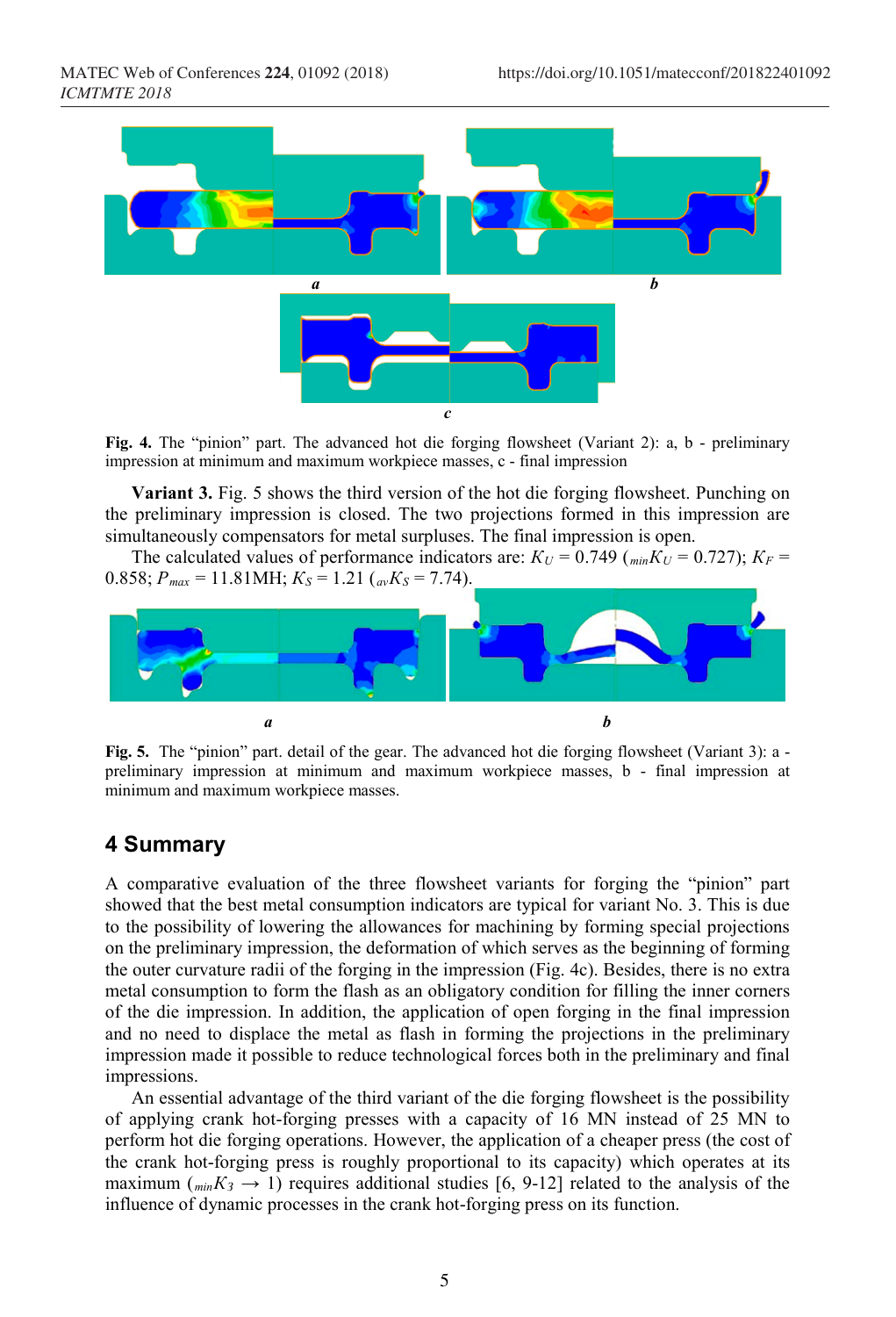**Fig. 4.** The "pinion" part. The advanced hot die forging flowsheet (Variant 2): a, b - preliminary impression at minimum and maximum workpiece masses, c - final impression

**Variant 3.** Fig. 5 shows the third version of the hot die forging flowsheet. Punching on the preliminary impression is closed. The two projections formed in this impression are simultaneously compensators for metal surpluses. The final impression is open.

The calculated values of performance indicators are: $K_U$ = 0.749 ($_{min}K_U$ = 0.727); $K_F$ = 0.858; $P_{max}$ = 11.81MH; $K_S$ = 1.21 ($_{av}K_S$ = 7.74).

**Fig. 5.** The "pinion" part. detail of the gear. The advanced hot die forging flowsheet (Variant 3): a - preliminary impression at minimum and maximum workpiece masses, b - final impression at minimum and maximum workpiece masses.

## 4 Summary

A comparative evaluation of the three flowsheet variants for forging the "pinion" part showed that the best metal consumption indicators are typical for variant No. 3. This is due to the possibility of lowering the allowances for machining by forming special projections on the preliminary impression, the deformation of which serves as the beginning of forming the outer curvature radii of the forging in the impression (Fig. 4c). Besides, there is no extra metal consumption to form the flash as an obligatory condition for filling the inner corners of the die impression. In addition, the application of open forging in the final impression and no need to displace the metal as flash in forming the projections in the preliminary impression made it possible to reduce technological forces both in the preliminary and final impressions.

An essential advantage of the third variant of the die forging flowsheet is the possibility of applying crank hot-forging presses with a capacity of 16 MN instead of 25 MN to perform hot die forging operations. However, the application of a cheaper press (the cost of the crank hot-forging press is roughly proportional to its capacity) which operates at its maximum ($_{min}K_3 \rightarrow 1$) requires additional studies [6, 9-12] related to the analysis of the influence of dynamic processes in the crank hot-forging press on its function.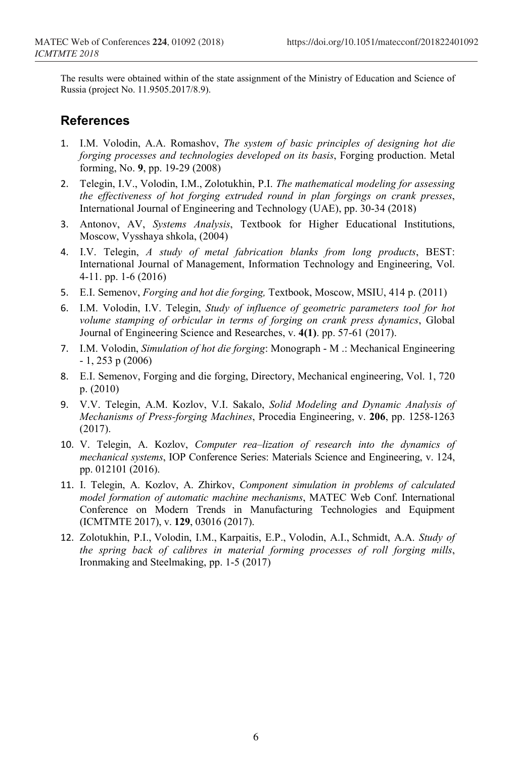The results were obtained within of the state assignment of the Ministry of Education and Science of Russia (project No. 11.9505.2017/8.9).

## References

1. I.M. Volodin, A.A. Romashov, *The system of basic principles of designing hot die forging processes and technologies developed on its basis*, Forging production. Metal forming, No. **9**, pp. 19-29 (2008)
2. Telegin, I.V., Volodin, I.M., Zolotukhin, P.I. *The mathematical modeling for assessing the effectiveness of hot forging extruded round in plan forgings on crank presses*, International Journal of Engineering and Technology (UAE), pp. 30-34 (2018)
3. Antonov, AV, *Systems Analysis*, Textbook for Higher Educational Institutions, Moscow, Vysshaya shkola, (2004)
4. I.V. Telegin, *A study of metal fabrication blanks from long products*, BEST: International Journal of Management, Information Technology and Engineering, Vol. 4-11. pp. 1-6 (2016)
5. E.I. Semenov, *Forging and hot die forging,* Textbook, Moscow, MSIU, 414 p. (2011)
6. I.M. Volodin, I.V. Telegin, *Study of influence of geometric parameters tool for hot volume stamping of orbicular in terms of forging on crank press dynamics*, Global Journal of Engineering Science and Researches, v. **4(1)**. pp. 57-61 (2017).
7. I.M. Volodin, *Simulation of hot die forging*: Monograph - M .: Mechanical Engineering - 1, 253 p (2006)
8. E.I. Semenov, Forging and die forging, Directory, Mechanical engineering, Vol. 1, 720 p. (2010)
9. V.V. Telegin, A.M. Kozlov, V.I. Sakalo, *Solid Modeling and Dynamic Analysis of Mechanisms of Press-forging Machines*, Procedia Engineering, v. **206**, pp. 1258-1263 (2017).
10. V. Telegin, A. Kozlov, *Computer rea–lization of research into the dynamics of mechanical systems*, IOP Conference Series: Materials Science and Engineering, v. 124, pp. 012101 (2016).
11. I. Telegin, A. Kozlov, A. Zhirkov, *Component simulation in problems of calculated model formation of automatic machine mechanisms*, MATEC Web Conf. International Conference on Modern Trends in Manufacturing Technologies and Equipment (ICMTMTE 2017), v. **129**, 03016 (2017).
12. Zolotukhin, P.I., Volodin, I.M., Karpaitis, E.P., Volodin, A.I., Schmidt, A.A. *Study of the spring back of calibres in material forming processes of roll forging mills*, Ironmaking and Steelmaking, pp. 1-5 (2017)